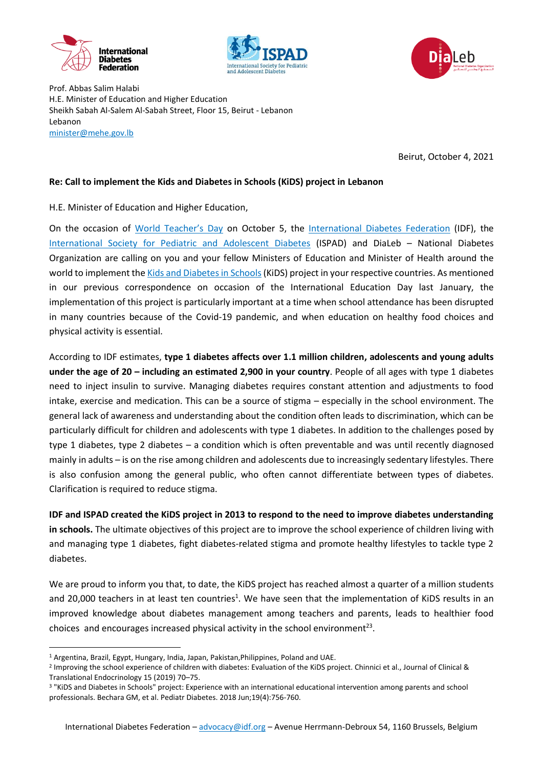Prof. Abbas Salim Halabi
H.E. Minister of Education and Higher Education
Sheikh Sabah Al-Salem Al-Sabah Street, Floor 15, Beirut - Lebanon
Lebanon
minister@mehe.gov.lb

Beirut, October 4, 2021

**Re: Call to implement the Kids and Diabetes in Schools (KiDS) project in Lebanon**

H.E. Minister of Education and Higher Education,

On the occasion of World Teacher's Day on October 5, the International Diabetes Federation (IDF), the International Society for Pediatric and Adolescent Diabetes (ISPAD) and DiaLeb – National Diabetes Organization are calling on you and your fellow Ministers of Education and Minister of Health around the world to implement the Kids and Diabetes in Schools (KiDS) project in your respective countries. As mentioned in our previous correspondence on occasion of the International Education Day last January, the implementation of this project is particularly important at a time when school attendance has been disrupted in many countries because of the Covid-19 pandemic, and when education on healthy food choices and physical activity is essential.

According to IDF estimates, **type 1 diabetes affects over 1.1 million children, adolescents and young adults under the age of 20 – including an estimated 2,900 in your country**. People of all ages with type 1 diabetes need to inject insulin to survive. Managing diabetes requires constant attention and adjustments to food intake, exercise and medication. This can be a source of stigma – especially in the school environment. The general lack of awareness and understanding about the condition often leads to discrimination, which can be particularly difficult for children and adolescents with type 1 diabetes. In addition to the challenges posed by type 1 diabetes, type 2 diabetes – a condition which is often preventable and was until recently diagnosed mainly in adults – is on the rise among children and adolescents due to increasingly sedentary lifestyles. There is also confusion among the general public, who often cannot differentiate between types of diabetes. Clarification is required to reduce stigma.

**IDF and ISPAD created the KiDS project in 2013 to respond to the need to improve diabetes understanding in schools.** The ultimate objectives of this project are to improve the school experience of children living with and managing type 1 diabetes, fight diabetes-related stigma and promote healthy lifestyles to tackle type 2 diabetes.

We are proud to inform you that, to date, the KiDS project has reached almost a quarter of a million students and 20,000 teachers in at least ten countries[1]. We have seen that the implementation of KiDS results in an improved knowledge about diabetes management among teachers and parents, leads to healthier food choices and encourages increased physical activity in the school environment[2,3].

---

[1] Argentina, Brazil, Egypt, Hungary, India, Japan, Pakistan,Philippines, Poland and UAE.

[2] Improving the school experience of children with diabetes: Evaluation of the KiDS project. Chinnici et al., Journal of Clinical & Translational Endocrinology 15 (2019) 70–75.

[3] "KiDS and Diabetes in Schools" project: Experience with an international educational intervention among parents and school professionals. Bechara GM, et al. Pediatr Diabetes. 2018 Jun;19(4):756-760.

International Diabetes Federation – advocacy@idf.org – Avenue Herrmann-Debroux 54, 1160 Brussels, Belgium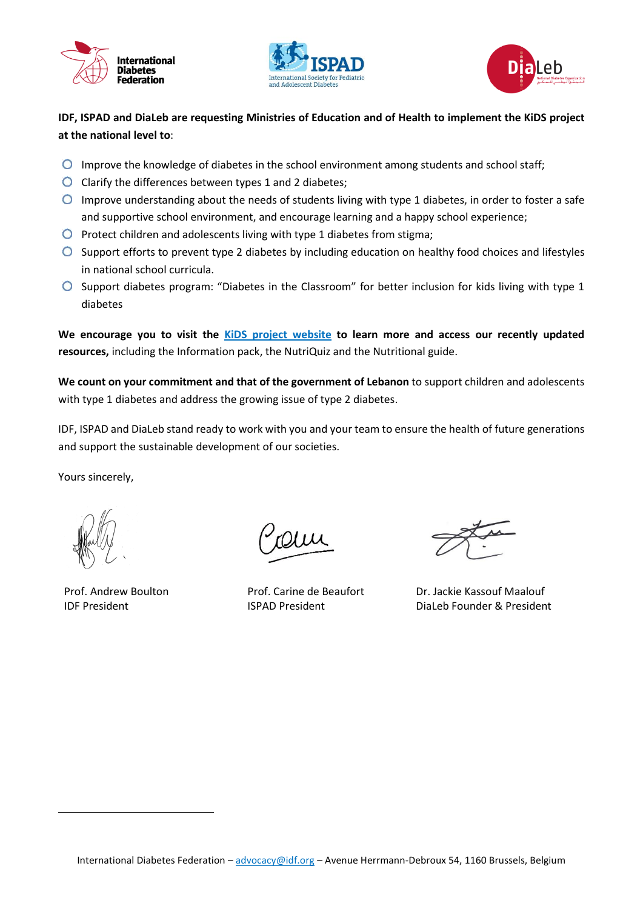**IDF, ISPAD and DiaLeb are requesting Ministries of Education and of Health to implement the KiDS project at the national level to**:

- Improve the knowledge of diabetes in the school environment among students and school staff;
- Clarify the differences between types 1 and 2 diabetes;
- Improve understanding about the needs of students living with type 1 diabetes, in order to foster a safe and supportive school environment, and encourage learning and a happy school experience;
- Protect children and adolescents living with type 1 diabetes from stigma;
- Support efforts to prevent type 2 diabetes by including education on healthy food choices and lifestyles in national school curricula.
- Support diabetes program: "Diabetes in the Classroom" for better inclusion for kids living with type 1 diabetes

**We encourage you to visit the KiDS project website to learn more and access our recently updated resources,** including the Information pack, the NutriQuiz and the Nutritional guide.

**We count on your commitment and that of the government of Lebanon** to support children and adolescents with type 1 diabetes and address the growing issue of type 2 diabetes.

IDF, ISPAD and DiaLeb stand ready to work with you and your team to ensure the health of future generations and support the sustainable development of our societies.

Yours sincerely,

Prof. Andrew Boulton
IDF President

Prof. Carine de Beaufort
ISPAD President

Dr. Jackie Kassouf Maalouf
DiaLeb Founder & President

International Diabetes Federation – advocacy@idf.org – Avenue Herrmann-Debroux 54, 1160 Brussels, Belgium